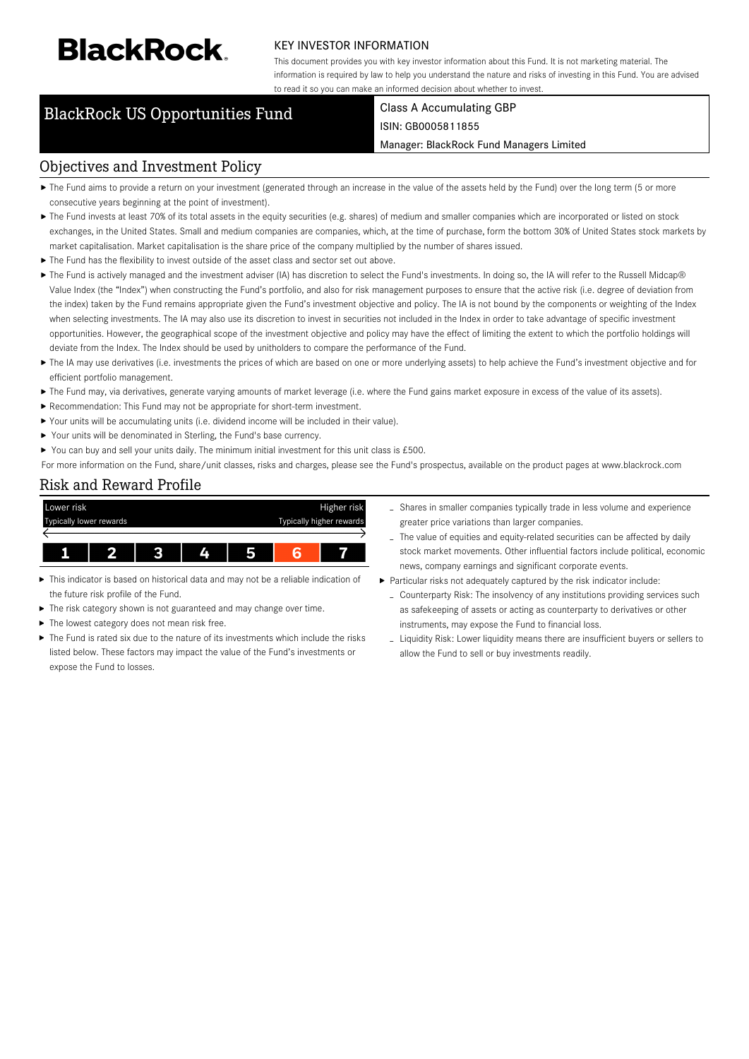# BlackRock

## KEY INVESTOR INFORMATION

This document provides you with key investor information about this Fund. It is not marketing material. The information is required by law to help you understand the nature and risks of investing in this Fund. You are advised to read it so you can make an informed decision about whether to invest.

## BlackRock US Opportunities Fund

Class A Accumulating GBP
ISIN: GB0005811855
Manager: BlackRock Fund Managers Limited

## Objectives and Investment Policy

- The Fund aims to provide a return on your investment (generated through an increase in the value of the assets held by the Fund) over the long term (5 or more consecutive years beginning at the point of investment).
- The Fund invests at least 70% of its total assets in the equity securities (e.g. shares) of medium and smaller companies which are incorporated or listed on stock exchanges, in the United States. Small and medium companies are companies, which, at the time of purchase, form the bottom 30% of United States stock markets by market capitalisation. Market capitalisation is the share price of the company multiplied by the number of shares issued.
- The Fund has the flexibility to invest outside of the asset class and sector set out above.
- The Fund is actively managed and the investment adviser (IA) has discretion to select the Fund's investments. In doing so, the IA will refer to the Russell Midcap® Value Index (the "Index") when constructing the Fund's portfolio, and also for risk management purposes to ensure that the active risk (i.e. degree of deviation from the index) taken by the Fund remains appropriate given the Fund's investment objective and policy. The IA is not bound by the components or weighting of the Index when selecting investments. The IA may also use its discretion to invest in securities not included in the Index in order to take advantage of specific investment opportunities. However, the geographical scope of the investment objective and policy may have the effect of limiting the extent to which the portfolio holdings will deviate from the Index. The Index should be used by unitholders to compare the performance of the Fund.
- The IA may use derivatives (i.e. investments the prices of which are based on one or more underlying assets) to help achieve the Fund's investment objective and for efficient portfolio management.
- The Fund may, via derivatives, generate varying amounts of market leverage (i.e. where the Fund gains market exposure in excess of the value of its assets).
- Recommendation: This Fund may not be appropriate for short-term investment.
- Your units will be accumulating units (i.e. dividend income will be included in their value).
- Your units will be denominated in Sterling, the Fund's base currency.
- You can buy and sell your units daily. The minimum initial investment for this unit class is £500.

For more information on the Fund, share/unit classes, risks and charges, please see the Fund's prospectus, available on the product pages at www.blackrock.com

## Risk and Reward Profile

| Lower risk<br>Typically lower rewards | | | | | | Higher risk<br>Typically higher rewards |
|---|---|---|---|---|---|---|
| 1 | 2 | 3 | 4 | 5 | **6** | 7 |

- This indicator is based on historical data and may not be a reliable indication of the future risk profile of the Fund.
- The risk category shown is not guaranteed and may change over time.
- The lowest category does not mean risk free.
- The Fund is rated six due to the nature of its investments which include the risks listed below. These factors may impact the value of the Fund's investments or expose the Fund to losses.
  - Shares in smaller companies typically trade in less volume and experience greater price variations than larger companies.
  - The value of equities and equity-related securities can be affected by daily stock market movements. Other influential factors include political, economic news, company earnings and significant corporate events.
- Particular risks not adequately captured by the risk indicator include:
  - Counterparty Risk: The insolvency of any institutions providing services such as safekeeping of assets or acting as counterparty to derivatives or other instruments, may expose the Fund to financial loss.
  - Liquidity Risk: Lower liquidity means there are insufficient buyers or sellers to allow the Fund to sell or buy investments readily.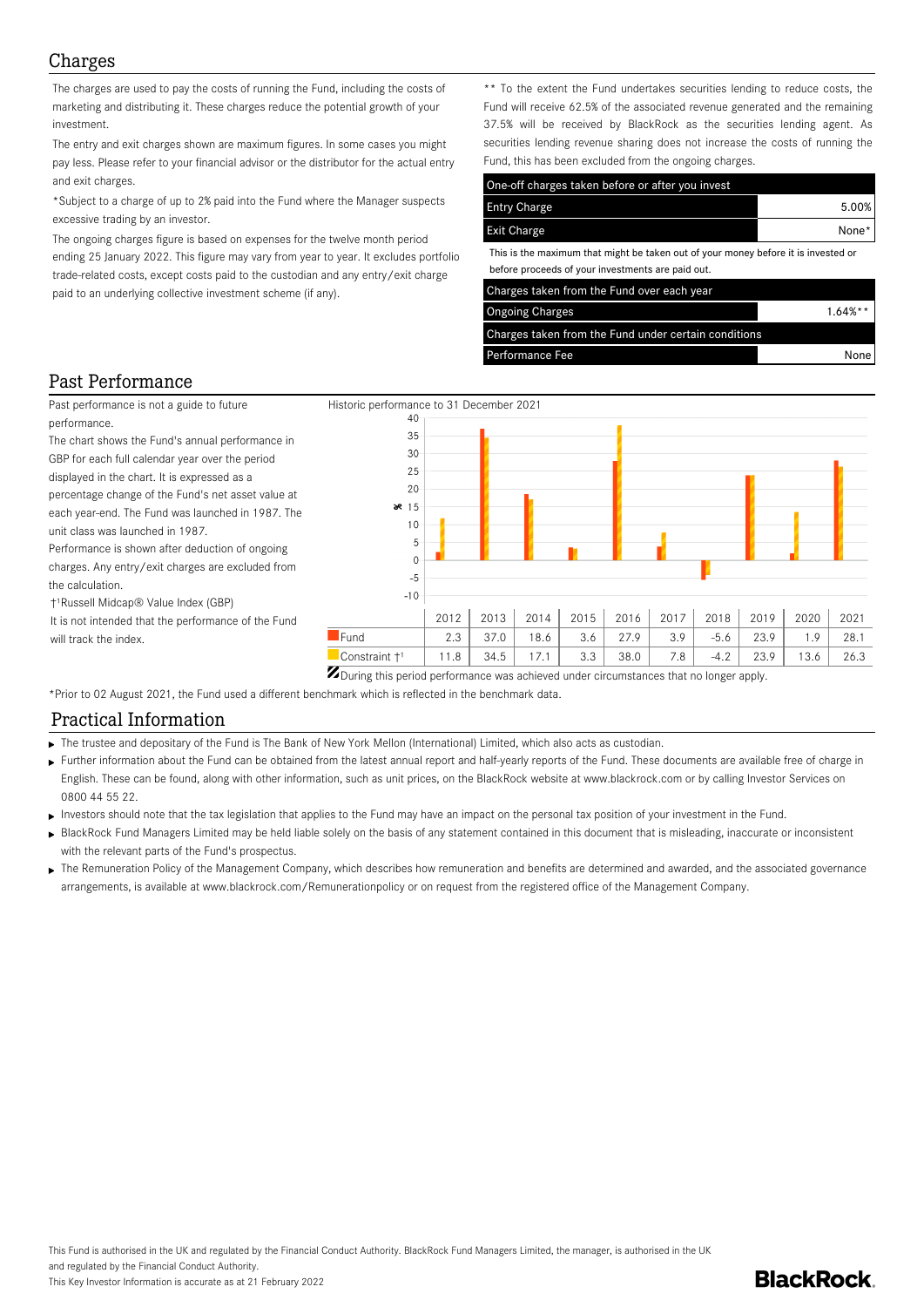## Charges

The charges are used to pay the costs of running the Fund, including the costs of marketing and distributing it. These charges reduce the potential growth of your investment.

The entry and exit charges shown are maximum figures. In some cases you might pay less. Please refer to your financial advisor or the distributor for the actual entry and exit charges.

*Subject to a charge of up to 2% paid into the Fund where the Manager suspects excessive trading by an investor.

The ongoing charges figure is based on expenses for the twelve month period ending 25 January 2022. This figure may vary from year to year. It excludes portfolio trade-related costs, except costs paid to the custodian and any entry/exit charge paid to an underlying collective investment scheme (if any).

** To the extent the Fund undertakes securities lending to reduce costs, the Fund will receive 62.5% of the associated revenue generated and the remaining 37.5% will be received by BlackRock as the securities lending agent. As securities lending revenue sharing does not increase the costs of running the Fund, this has been excluded from the ongoing charges.

| One-off charges taken before or after you invest | |
|---|---|
| Entry Charge | 5.00% |
| Exit Charge | None* |

This is the maximum that might be taken out of your money before it is invested or before proceeds of your investments are paid out.

| Charges taken from the Fund over each year | |
|---|---|
| Ongoing Charges | 1.64%** |

| Charges taken from the Fund under certain conditions | |
|---|---|
| Performance Fee | None |

## Past Performance

Past performance is not a guide to future performance.

The chart shows the Fund's annual performance in GBP for each full calendar year over the period displayed in the chart. It is expressed as a percentage change of the Fund's net asset value at each year-end. The Fund was launched in 1987. The unit class was launched in 1987.

Performance is shown after deduction of ongoing charges. Any entry/exit charges are excluded from the calculation.

†[1]Russell Midcap® Value Index (GBP)

It is not intended that the performance of the Fund will track the index.

Historic performance to 31 December 2021

40
35
30
25
20
% 15
10
5
0
-5
-10

| | 2012 | 2013 | 2014 | 2015 | 2016 | 2017 | 2018 | 2019 | 2020 | 2021 |
|---|---|---|---|---|---|---|---|---|---|---|
| Fund | 2.3 | 37.0 | 18.6 | 3.6 | 27.9 | 3.9 | -5.6 | 23.9 | 1.9 | 28.1 |
| Constraint †[1] | 11.8 | 34.5 | 17.1 | 3.3 | 38.0 | 7.8 | -4.2 | 23.9 | 13.6 | 26.3 |

During this period performance was achieved under circumstances that no longer apply.

*Prior to 02 August 2021, the Fund used a different benchmark which is reflected in the benchmark data.

## Practical Information

- The trustee and depositary of the Fund is The Bank of New York Mellon (International) Limited, which also acts as custodian.
- Further information about the Fund can be obtained from the latest annual report and half-yearly reports of the Fund. These documents are available free of charge in English. These can be found, along with other information, such as unit prices, on the BlackRock website at www.blackrock.com or by calling Investor Services on 0800 44 55 22.
- Investors should note that the tax legislation that applies to the Fund may have an impact on the personal tax position of your investment in the Fund.
- BlackRock Fund Managers Limited may be held liable solely on the basis of any statement contained in this document that is misleading, inaccurate or inconsistent with the relevant parts of the Fund's prospectus.
- The Remuneration Policy of the Management Company, which describes how remuneration and benefits are determined and awarded, and the associated governance arrangements, is available at www.blackrock.com/Remunerationpolicy or on request from the registered office of the Management Company.

This Fund is authorised in the UK and regulated by the Financial Conduct Authority. BlackRock Fund Managers Limited, the manager, is authorised in the UK and regulated by the Financial Conduct Authority.
This Key Investor Information is accurate as at 21 February 2022

BlackRock.